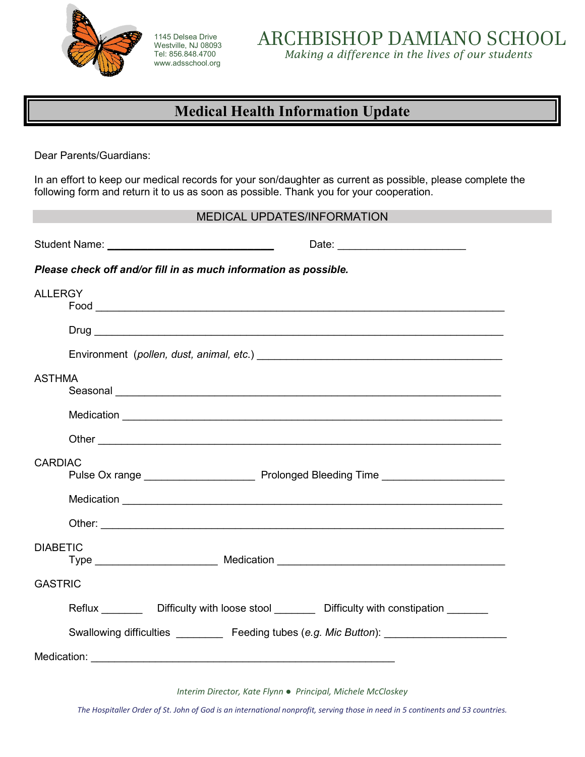1145 Delsea Drive
Westville, NJ 08093
Tel: 856.848.4700
www.adsschool.org

# ARCHBISHOP DAMIANO SCHOOL

*Making a difference in the lives of our students*

## Medical Health Information Update

Dear Parents/Guardians:

In an effort to keep our medical records for your son/daughter as current as possible, please complete the following form and return it to us as soon as possible. Thank you for your cooperation.

### MEDICAL UPDATES/INFORMATION

Student Name: ____________________________ Date: _____________________

***Please check off and/or fill in as much information as possible.***

ALLERGY

Food _____________________________________________________________________

Drug _____________________________________________________________________

Environment (*pollen, dust, animal, etc.*) __________________________________________

ASTHMA

Seasonal __________________________________________________________________

Medication ________________________________________________________________

Other _____________________________________________________________________

CARDIAC

Pulse Ox range ___________________ Prolonged Bleeding Time ____________________

Medication ________________________________________________________________

Other: ____________________________________________________________________

DIABETIC

Type _____________________ Medication ______________________________________

GASTRIC

Reflux _______ Difficulty with loose stool _______ Difficulty with constipation _______

Swallowing difficulties ________ Feeding tubes (*e.g. Mic Button*): ____________________

Medication: ____________________________________________________

*Interim Director, Kate Flynn ● Principal, Michele McCloskey*

*The Hospitaller Order of St. John of God is an international nonprofit, serving those in need in 5 continents and 53 countries.*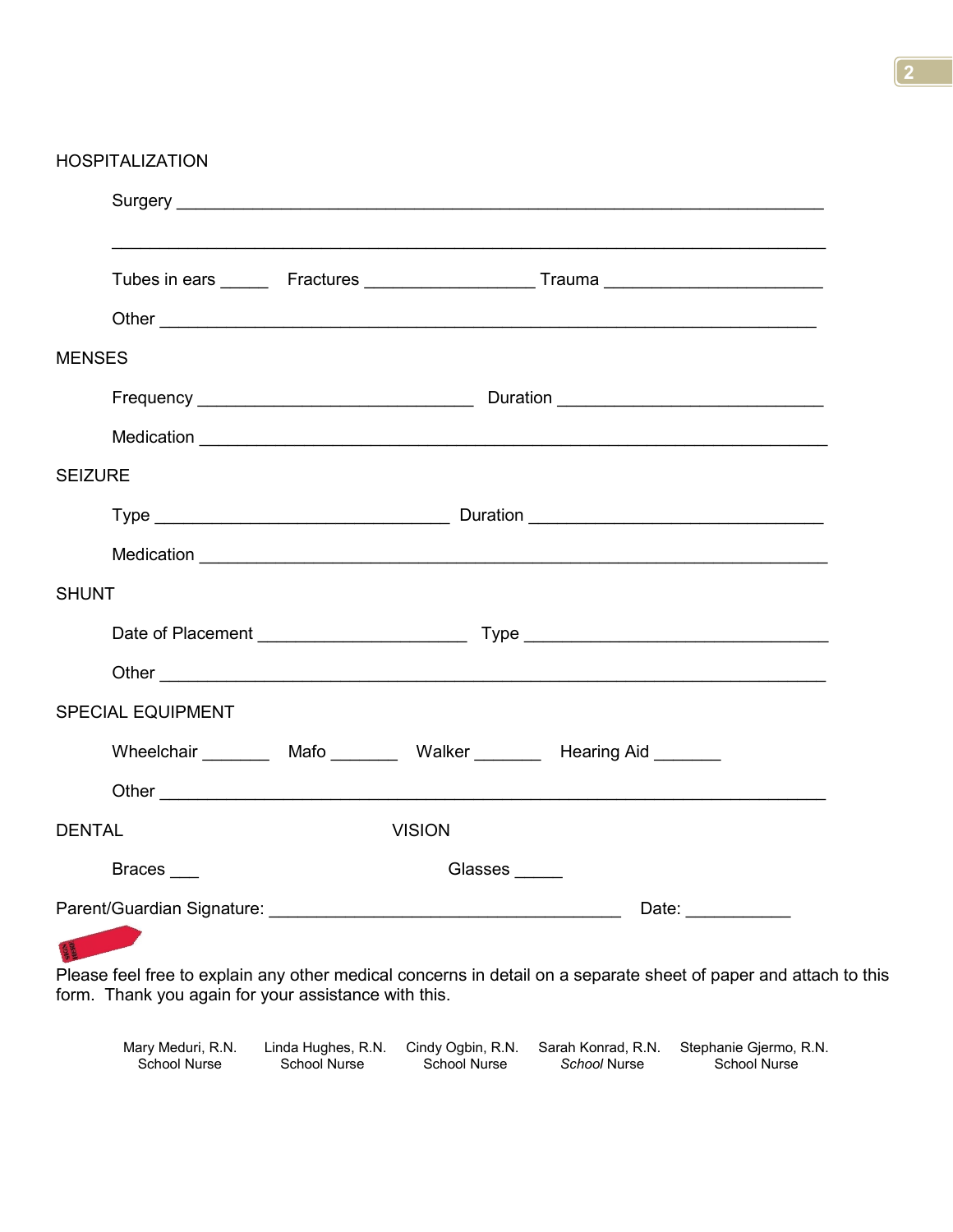## HOSPITALIZATION

Surgery ______________________________________________________________

______________________________________________________________

Tubes in ears _____ Fractures _________________ Trauma ______________________

Other ______________________________________________________________

## MENSES

Frequency ____________________________ Duration ____________________________

Medication ______________________________________________________________

## SEIZURE

Type ______________________________ Duration ______________________________

Medication ______________________________________________________________

## SHUNT

Date of Placement _____________________ Type ______________________________

Other ______________________________________________________________

## SPECIAL EQUIPMENT

Wheelchair _______ Mafo _______ Walker _______ Hearing Aid _______

Other ______________________________________________________________

## DENTAL

Braces ___

## VISION

Glasses _____

Parent/Guardian Signature: ____________________________________ Date: ___________

Please feel free to explain any other medical concerns in detail on a separate sheet of paper and attach to this form. Thank you again for your assistance with this.

Mary Meduri, R.N.
School Nurse

Linda Hughes, R.N.
School Nurse

Cindy Ogbin, R.N.
School Nurse

Sarah Konrad, R.N.
*School* Nurse

Stephanie Gjermo, R.N.
School Nurse